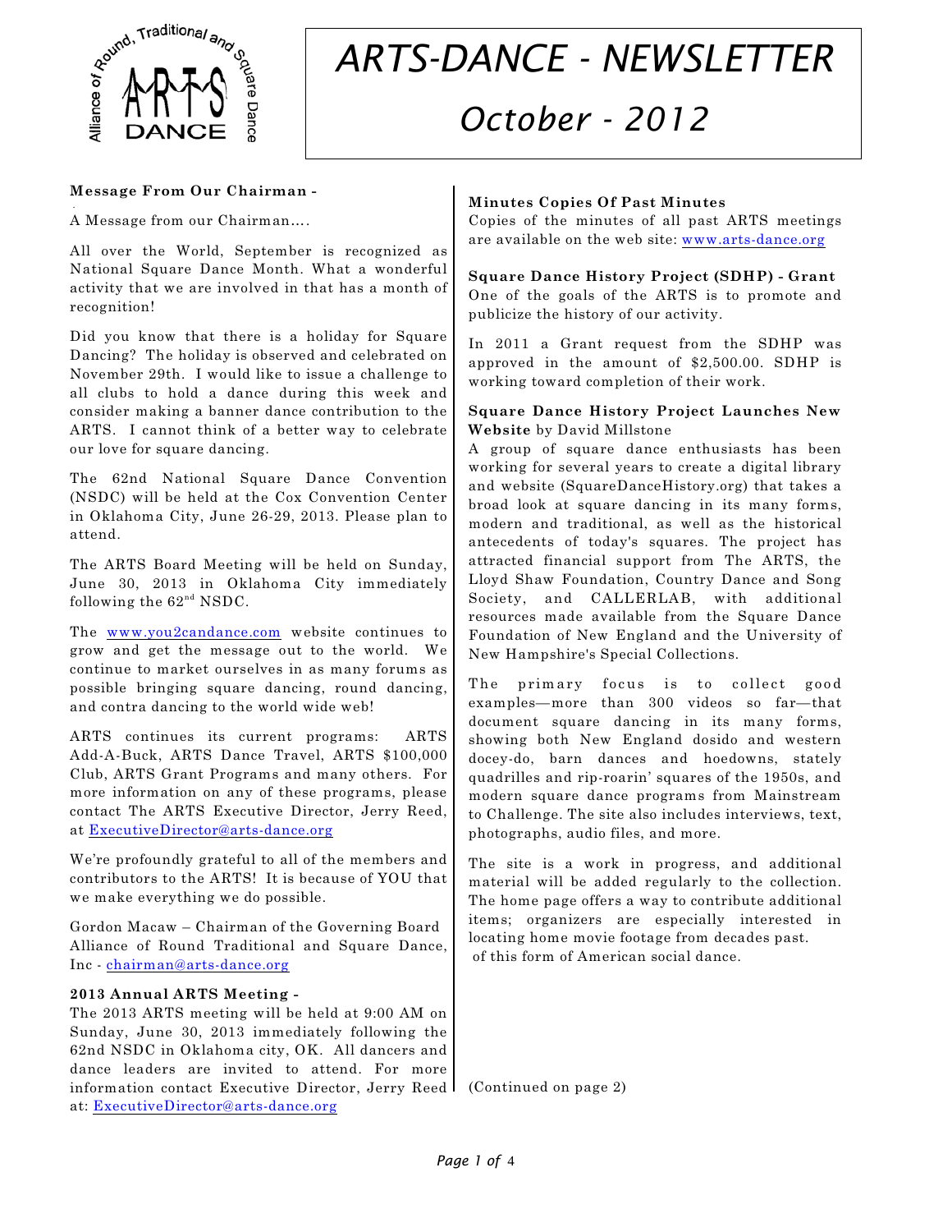# ARTS-DANCE - NEWSLETTER

## October - 2012

**Message From Our Chairman -**

A Message from our Chairman….

All over the World, September is recognized as National Square Dance Month. What a wonderful activity that we are involved in that has a month of recognition!

Did you know that there is a holiday for Square Dancing? The holiday is observed and celebrated on November 29th. I would like to issue a challenge to all clubs to hold a dance during this week and consider making a banner dance contribution to the ARTS. I cannot think of a better way to celebrate our love for square dancing.

The 62nd National Square Dance Convention (NSDC) will be held at the Cox Convention Center in Oklahoma City, June 26-29, 2013. Please plan to attend.

The ARTS Board Meeting will be held on Sunday, June 30, 2013 in Oklahoma City immediately following the 62nd NSDC.

The www.you2candance.com website continues to grow and get the message out to the world. We continue to market ourselves in as many forums as possible bringing square dancing, round dancing, and contra dancing to the world wide web!

ARTS continues its current programs: ARTS Add-A-Buck, ARTS Dance Travel, ARTS $100,000 Club, ARTS Grant Programs and many others. For more information on any of these programs, please contact The ARTS Executive Director, Jerry Reed, at ExecutiveDirector@arts-dance.org

We're profoundly grateful to all of the members and contributors to the ARTS! It is because of YOU that we make everything we do possible.

Gordon Macaw – Chairman of the Governing Board
Alliance of Round Traditional and Square Dance, Inc - chairman@arts-dance.org

**2013 Annual ARTS Meeting -**
The 2013 ARTS meeting will be held at 9:00 AM on Sunday, June 30, 2013 immediately following the 62nd NSDC in Oklahoma city, OK. All dancers and dance leaders are invited to attend. For more information contact Executive Director, Jerry Reed at: ExecutiveDirector@arts-dance.org

**Minutes Copies Of Past Minutes**
Copies of the minutes of all past ARTS meetings are available on the web site: www.arts-dance.org

**Square Dance History Project (SDHP) - Grant**
One of the goals of the ARTS is to promote and publicize the history of our activity.

In 2011 a Grant request from the SDHP was approved in the amount of $2,500.00. SDHP is working toward completion of their work.

**Square Dance History Project Launches New Website** by David Millstone
A group of square dance enthusiasts has been working for several years to create a digital library and website (SquareDanceHistory.org) that takes a broad look at square dancing in its many forms, modern and traditional, as well as the historical antecedents of today's squares. The project has attracted financial support from The ARTS, the Lloyd Shaw Foundation, Country Dance and Song Society, and CALLERLAB, with additional resources made available from the Square Dance Foundation of New England and the University of New Hampshire's Special Collections.

The primary focus is to collect good examples—more than 300 videos so far—that document square dancing in its many forms, showing both New England dosido and western docey-do, barn dances and hoedowns, stately quadrilles and rip-roarin' squares of the 1950s, and modern square dance programs from Mainstream to Challenge. The site also includes interviews, text, photographs, audio files, and more.

The site is a work in progress, and additional material will be added regularly to the collection. The home page offers a way to contribute additional items; organizers are especially interested in locating home movie footage from decades past. of this form of American social dance.

(Continued on page 2)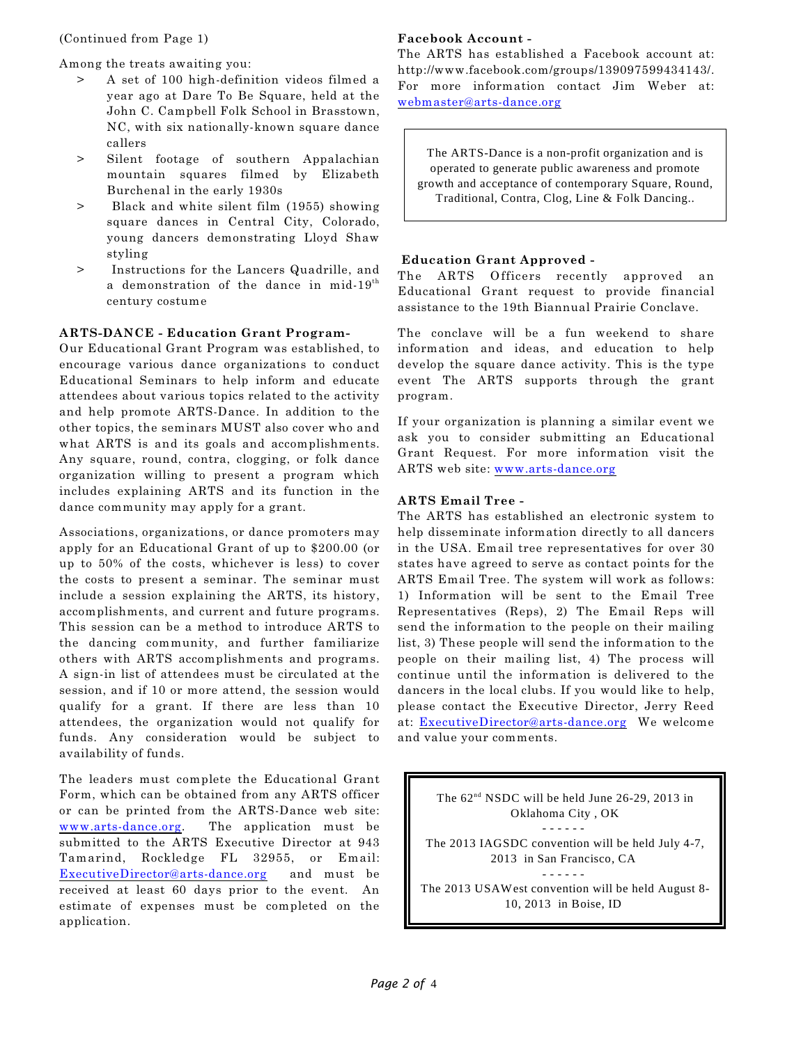(Continued from Page 1)

Among the treats awaiting you:

> A set of 100 high-definition videos filmed a year ago at Dare To Be Square, held at the John C. Campbell Folk School in Brasstown, NC, with six nationally-known square dance callers

> Silent footage of southern Appalachian mountain squares filmed by Elizabeth Burchenal in the early 1930s

> Black and white silent film (1955) showing square dances in Central City, Colorado, young dancers demonstrating Lloyd Shaw styling

> Instructions for the Lancers Quadrille, and a demonstration of the dance in mid-19th century costume

**ARTS-DANCE - Education Grant Program-**

Our Educational Grant Program was established, to encourage various dance organizations to conduct Educational Seminars to help inform and educate attendees about various topics related to the activity and help promote ARTS-Dance. In addition to the other topics, the seminars MUST also cover who and what ARTS is and its goals and accomplishments. Any square, round, contra, clogging, or folk dance organization willing to present a program which includes explaining ARTS and its function in the dance community may apply for a grant.

Associations, organizations, or dance promoters may apply for an Educational Grant of up to $200.00 (or up to 50% of the costs, whichever is less) to cover the costs to present a seminar. The seminar must include a session explaining the ARTS, its history, accomplishments, and current and future programs. This session can be a method to introduce ARTS to the dancing community, and further familiarize others with ARTS accomplishments and programs. A sign-in list of attendees must be circulated at the session, and if 10 or more attend, the session would qualify for a grant. If there are less than 10 attendees, the organization would not qualify for funds. Any consideration would be subject to availability of funds.

The leaders must complete the Educational Grant Form, which can be obtained from any ARTS officer or can be printed from the ARTS-Dance web site: www.arts-dance.org. The application must be submitted to the ARTS Executive Director at 943 Tamarind, Rockledge FL 32955, or Email: ExecutiveDirector@arts-dance.org and must be received at least 60 days prior to the event. An estimate of expenses must be completed on the application.

**Facebook Account -**

The ARTS has established a Facebook account at: http://www.facebook.com/groups/139097599434143/. For more information contact Jim Weber at: webmaster@arts-dance.org

The ARTS-Dance is a non-profit organization and is operated to generate public awareness and promote growth and acceptance of contemporary Square, Round, Traditional, Contra, Clog, Line & Folk Dancing..

**Education Grant Approved -**

The ARTS Officers recently approved an Educational Grant request to provide financial assistance to the 19th Biannual Prairie Conclave.

The conclave will be a fun weekend to share information and ideas, and education to help develop the square dance activity. This is the type event The ARTS supports through the grant program.

If your organization is planning a similar event we ask you to consider submitting an Educational Grant Request. For more information visit the ARTS web site: www.arts-dance.org

**ARTS Email Tree -**

The ARTS has established an electronic system to help disseminate information directly to all dancers in the USA. Email tree representatives for over 30 states have agreed to serve as contact points for the ARTS Email Tree. The system will work as follows: 1) Information will be sent to the Email Tree Representatives (Reps), 2) The Email Reps will send the information to the people on their mailing list, 3) These people will send the information to the people on their mailing list, 4) The process will continue until the information is delivered to the dancers in the local clubs. If you would like to help, please contact the Executive Director, Jerry Reed at: ExecutiveDirector@arts-dance.org We welcome and value your comments.

The 62nd NSDC will be held June 26-29, 2013 in Oklahoma City , OK

\- - - - - -

The 2013 IAGSDC convention will be held July 4-7, 2013 in San Francisco, CA

\- - - - - -

The 2013 USAWest convention will be held August 8-10, 2013 in Boise, ID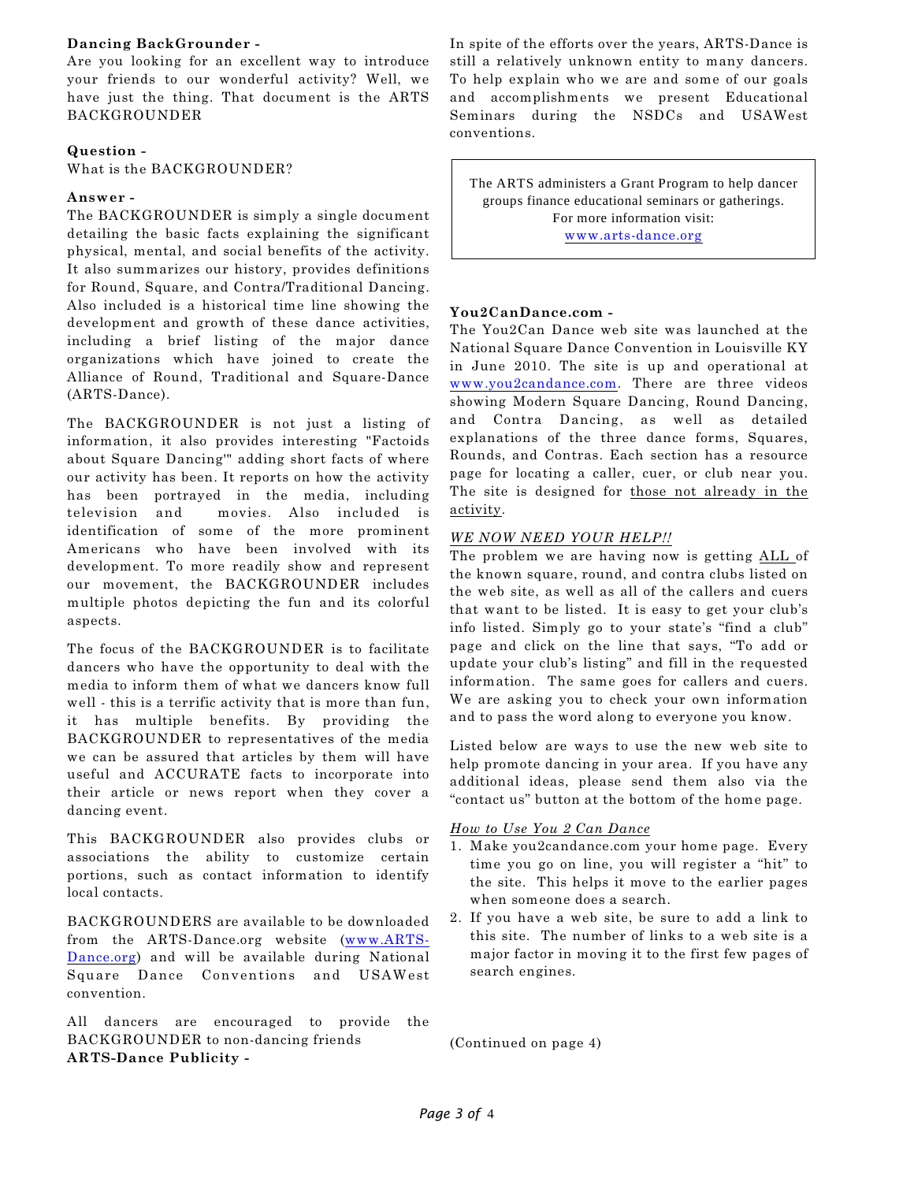**Dancing BackGrounder -**

Are you looking for an excellent way to introduce your friends to our wonderful activity? Well, we have just the thing. That document is the ARTS BACKGROUNDER

**Question -**

What is the BACKGROUNDER?

**Answer -**

The BACKGROUNDER is simply a single document detailing the basic facts explaining the significant physical, mental, and social benefits of the activity. It also summarizes our history, provides definitions for Round, Square, and Contra/Traditional Dancing. Also included is a historical time line showing the development and growth of these dance activities, including a brief listing of the major dance organizations which have joined to create the Alliance of Round, Traditional and Square-Dance (ARTS-Dance).

The BACKGROUNDER is not just a listing of information, it also provides interesting "Factoids about Square Dancing"' adding short facts of where our activity has been. It reports on how the activity has been portrayed in the media, including television and movies. Also included is identification of some of the more prominent Americans who have been involved with its development. To more readily show and represent our movement, the BACKGROUNDER includes multiple photos depicting the fun and its colorful aspects.

The focus of the BACKGROUNDER is to facilitate dancers who have the opportunity to deal with the media to inform them of what we dancers know full well - this is a terrific activity that is more than fun, it has multiple benefits. By providing the BACKGROUNDER to representatives of the media we can be assured that articles by them will have useful and ACCURATE facts to incorporate into their article or news report when they cover a dancing event.

This BACKGROUNDER also provides clubs or associations the ability to customize certain portions, such as contact information to identify local contacts.

BACKGROUNDERS are available to be downloaded from the ARTS-Dance.org website (www.ARTS-Dance.org) and will be available during National Square Dance Conventions and USAWest convention.

All dancers are encouraged to provide the BACKGROUNDER to non-dancing friends

**ARTS-Dance Publicity -**

In spite of the efforts over the years, ARTS-Dance is still a relatively unknown entity to many dancers. To help explain who we are and some of our goals and accomplishments we present Educational Seminars during the NSDCs and USAWest conventions.

> The ARTS administers a Grant Program to help dancer groups finance educational seminars or gatherings.
> For more information visit:
> www.arts-dance.org

**You2CanDance.com -**

The You2Can Dance web site was launched at the National Square Dance Convention in Louisville KY in June 2010. The site is up and operational at www.you2candance.com. There are three videos showing Modern Square Dancing, Round Dancing, and Contra Dancing, as well as detailed explanations of the three dance forms, Squares, Rounds, and Contras. Each section has a resource page for locating a caller, cuer, or club near you. The site is designed for <u>those not already in the activity</u>.

*<u>WE NOW NEED YOUR HELP!!</u>*

The problem we are having now is getting <u>ALL</u> of the known square, round, and contra clubs listed on the web site, as well as all of the callers and cuers that want to be listed. It is easy to get your club's info listed. Simply go to your state's "find a club" page and click on the line that says, "To add or update your club's listing" and fill in the requested information. The same goes for callers and cuers. We are asking you to check your own information and to pass the word along to everyone you know.

Listed below are ways to use the new web site to help promote dancing in your area. If you have any additional ideas, please send them also via the "contact us" button at the bottom of the home page.

*<u>How to Use You 2 Can Dance</u>*

1. Make you2candance.com your home page. Every time you go on line, you will register a "hit" to the site. This helps it move to the earlier pages when someone does a search.
2. If you have a web site, be sure to add a link to this site. The number of links to a web site is a major factor in moving it to the first few pages of search engines.

(Continued on page 4)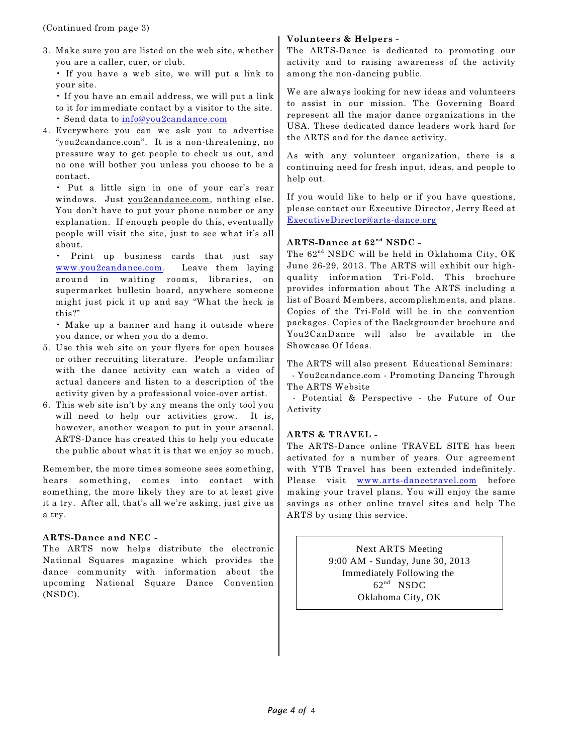(Continued from page 3)

3. Make sure you are listed on the web site, whether you are a caller, cuer, or club.
   - If you have a web site, we will put a link to your site.
   - If you have an email address, we will put a link to it for immediate contact by a visitor to the site.
   - Send data to info@you2candance.com
4. Everywhere you can we ask you to advertise "you2candance.com". It is a non-threatening, no pressure way to get people to check us out, and no one will bother you unless you choose to be a contact.
   - Put a little sign in one of your car's rear windows. Just you2candance.com, nothing else. You don't have to put your phone number or any explanation. If enough people do this, eventually people will visit the site, just to see what it's all about.
   - Print up business cards that just say www.you2candance.com. Leave them laying around in waiting rooms, libraries, on supermarket bulletin board, anywhere someone might just pick it up and say "What the heck is this?"
   - Make up a banner and hang it outside where you dance, or when you do a demo.
5. Use this web site on your flyers for open houses or other recruiting literature. People unfamiliar with the dance activity can watch a video of actual dancers and listen to a description of the activity given by a professional voice-over artist.
6. This web site isn't by any means the only tool you will need to help our activities grow. It is, however, another weapon to put in your arsenal. ARTS-Dance has created this to help you educate the public about what it is that we enjoy so much.

Remember, the more times someone sees something, hears something, comes into contact with something, the more likely they are to at least give it a try. After all, that's all we're asking, just give us a try.

**ARTS-Dance and NEC -**

The ARTS now helps distribute the electronic National Squares magazine which provides the dance community with information about the upcoming National Square Dance Convention (NSDC).

**Volunteers & Helpers -**

The ARTS-Dance is dedicated to promoting our activity and to raising awareness of the activity among the non-dancing public.

We are always looking for new ideas and volunteers to assist in our mission. The Governing Board represent all the major dance organizations in the USA. These dedicated dance leaders work hard for the ARTS and for the dance activity.

As with any volunteer organization, there is a continuing need for fresh input, ideas, and people to help out.

If you would like to help or if you have questions, please contact our Executive Director, Jerry Reed at ExecutiveDirector@arts-dance.org

**ARTS-Dance at 62nd NSDC -**

The 62nd NSDC will be held in Oklahoma City, OK June 26-29, 2013. The ARTS will exhibit our high-quality information Tri-Fold. This brochure provides information about The ARTS including a list of Board Members, accomplishments, and plans. Copies of the Tri-Fold will be in the convention packages. Copies of the Backgrounder brochure and You2CanDance will also be available in the Showcase Of Ideas.

The ARTS will also present Educational Seminars:
- You2candance.com - Promoting Dancing Through The ARTS Website
- Potential & Perspective - the Future of Our Activity

**ARTS & TRAVEL -**

The ARTS-Dance online TRAVEL SITE has been activated for a number of years. Our agreement with YTB Travel has been extended indefinitely. Please visit www.arts-dancetravel.com before making your travel plans. You will enjoy the same savings as other online travel sites and help The ARTS by using this service.

Next ARTS Meeting
9:00 AM - Sunday, June 30, 2013
Immediately Following the
62nd NSDC
Oklahoma City, OK